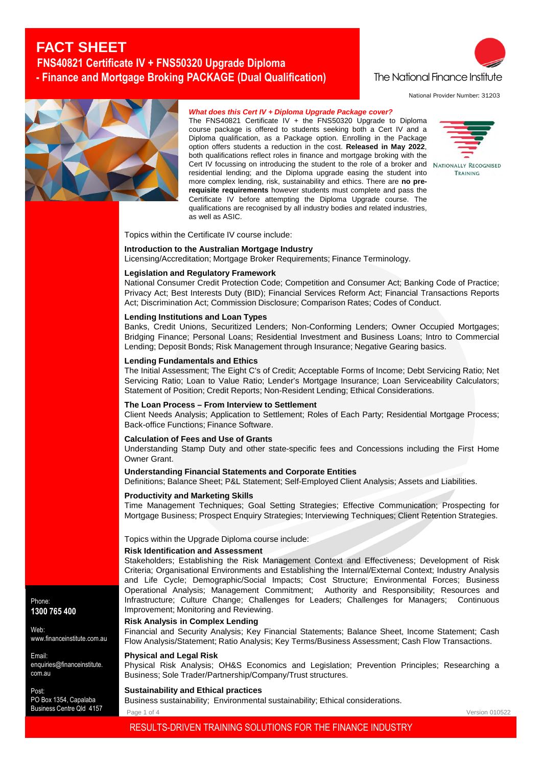# FACT SHEET

## FNS40821 Certificate IV + FNS50320 Upgrade Diploma - Finance and Mortgage Broking PACKAGE (Dual Qualification)

The National Finance Institute

National Provider Number: 31203

***What does this Cert IV + Diploma Upgrade Package cover?***

The FNS40821 Certificate IV + the FNS50320 Upgrade to Diploma course package is offered to students seeking both a Cert IV and a Diploma qualification, as a Package option. Enrolling in the Package option offers students a reduction in the cost. **Released in May 2022**, both qualifications reflect roles in finance and mortgage broking with the Cert IV focussing on introducing the student to the role of a broker and residential lending; and the Diploma upgrade easing the student into more complex lending, risk, sustainability and ethics. There are **no pre-requisite requirements** however students must complete and pass the Certificate IV before attempting the Diploma Upgrade course. The qualifications are recognised by all industry bodies and related industries, as well as ASIC.

Nationally Recognised Training

Topics within the Certificate IV course include:

**Introduction to the Australian Mortgage Industry**
Licensing/Accreditation; Mortgage Broker Requirements; Finance Terminology.

**Legislation and Regulatory Framework**
National Consumer Credit Protection Code; Competition and Consumer Act; Banking Code of Practice; Privacy Act; Best Interests Duty (BID); Financial Services Reform Act; Financial Transactions Reports Act; Discrimination Act; Commission Disclosure; Comparison Rates; Codes of Conduct.

**Lending Institutions and Loan Types**
Banks, Credit Unions, Securitized Lenders; Non-Conforming Lenders; Owner Occupied Mortgages; Bridging Finance; Personal Loans; Residential Investment and Business Loans; Intro to Commercial Lending; Deposit Bonds; Risk Management through Insurance; Negative Gearing basics.

**Lending Fundamentals and Ethics**
The Initial Assessment; The Eight C's of Credit; Acceptable Forms of Income; Debt Servicing Ratio; Net Servicing Ratio; Loan to Value Ratio; Lender's Mortgage Insurance; Loan Serviceability Calculators; Statement of Position; Credit Reports; Non-Resident Lending; Ethical Considerations.

**The Loan Process – From Interview to Settlement**
Client Needs Analysis; Application to Settlement; Roles of Each Party; Residential Mortgage Process; Back-office Functions; Finance Software.

**Calculation of Fees and Use of Grants**
Understanding Stamp Duty and other state-specific fees and Concessions including the First Home Owner Grant.

**Understanding Financial Statements and Corporate Entities**
Definitions; Balance Sheet; P&L Statement; Self-Employed Client Analysis; Assets and Liabilities.

**Productivity and Marketing Skills**
Time Management Techniques; Goal Setting Strategies; Effective Communication; Prospecting for Mortgage Business; Prospect Enquiry Strategies; Interviewing Techniques; Client Retention Strategies.

Topics within the Upgrade Diploma course include:

**Risk Identification and Assessment**
Stakeholders; Establishing the Risk Management Context and Effectiveness; Development of Risk Criteria; Organisational Environments and Establishing the Internal/External Context; Industry Analysis and Life Cycle; Demographic/Social Impacts; Cost Structure; Environmental Forces; Business Operational Analysis; Management Commitment; Authority and Responsibility; Resources and Infrastructure; Culture Change; Challenges for Leaders; Challenges for Managers; Continuous Improvement; Monitoring and Reviewing.

**Risk Analysis in Complex Lending**
Financial and Security Analysis; Key Financial Statements; Balance Sheet, Income Statement; Cash Flow Analysis/Statement; Ratio Analysis; Key Terms/Business Assessment; Cash Flow Transactions.

**Physical and Legal Risk**
Physical Risk Analysis; OH&S Economics and Legislation; Prevention Principles; Researching a Business; Sole Trader/Partnership/Company/Trust structures.

**Sustainability and Ethical practices**
Business sustainability; Environmental sustainability; Ethical considerations.

Phone:
**1300 765 400**

Web:
www.financeinstitute.com.au

Email:
enquiries@financeinstitute.com.au

Post:
PO Box 1354, Capalaba Business Centre Qld 4157

Version 010522

RESULTS-DRIVEN TRAINING SOLUTIONS FOR THE FINANCE INDUSTRY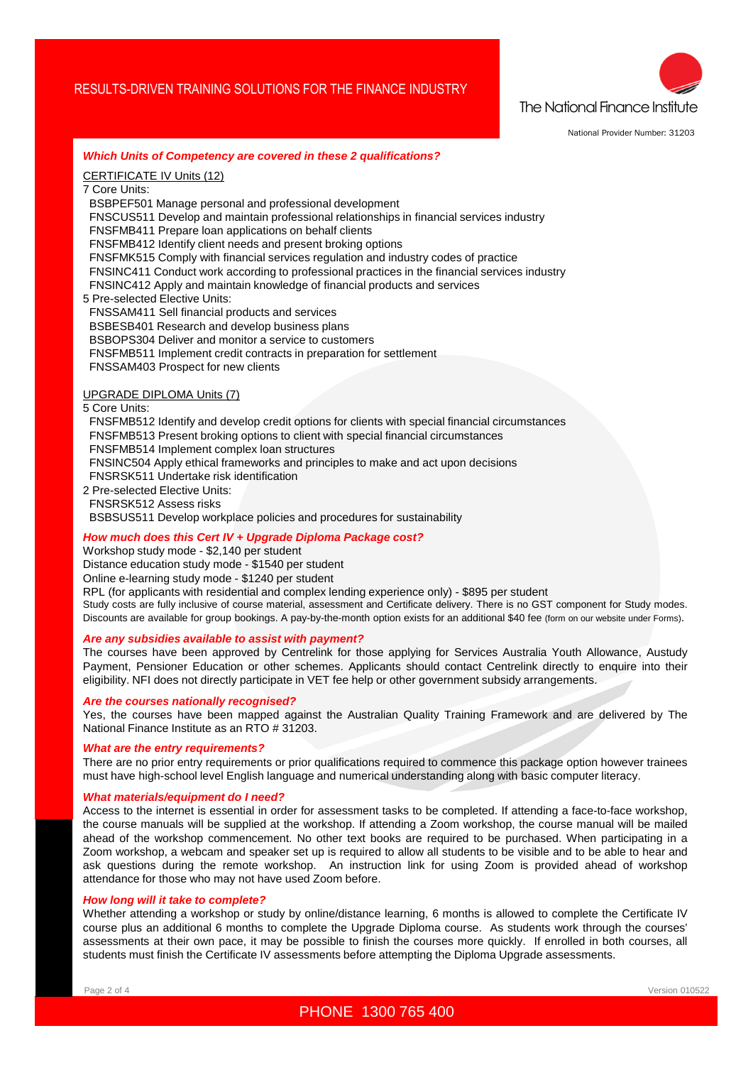### *Which Units of Competency are covered in these 2 qualifications?*

CERTIFICATE IV Units (12)

7 Core Units:

- BSBPEF501 Manage personal and professional development
- FNSCUS511 Develop and maintain professional relationships in financial services industry
- FNSFMB411 Prepare loan applications on behalf clients
- FNSFMB412 Identify client needs and present broking options
- FNSFMK515 Comply with financial services regulation and industry codes of practice
- FNSINC411 Conduct work according to professional practices in the financial services industry
- FNSINC412 Apply and maintain knowledge of financial products and services

5 Pre-selected Elective Units:

- FNSSAM411 Sell financial products and services
- BSBESB401 Research and develop business plans
- BSBOPS304 Deliver and monitor a service to customers
- FNSFMB511 Implement credit contracts in preparation for settlement
- FNSSAM403 Prospect for new clients

UPGRADE DIPLOMA Units (7)

5 Core Units:

- FNSFMB512 Identify and develop credit options for clients with special financial circumstances
- FNSFMB513 Present broking options to client with special financial circumstances
- FNSFMB514 Implement complex loan structures
- FNSINC504 Apply ethical frameworks and principles to make and act upon decisions
- FNSRSK511 Undertake risk identification

2 Pre-selected Elective Units:

- FNSRSK512 Assess risks
- BSBSUS511 Develop workplace policies and procedures for sustainability

### *How much does this Cert IV + Upgrade Diploma Package cost?*

Workshop study mode - $2,140 per student

Distance education study mode - $1540 per student

Online e-learning study mode - $1240 per student

RPL (for applicants with residential and complex lending experience only) - $895 per student

Study costs are fully inclusive of course material, assessment and Certificate delivery. There is no GST component for Study modes. Discounts are available for group bookings. A pay-by-the-month option exists for an additional $40 fee (form on our website under Forms).

### *Are any subsidies available to assist with payment?*

The courses have been approved by Centrelink for those applying for Services Australia Youth Allowance, Austudy Payment, Pensioner Education or other schemes. Applicants should contact Centrelink directly to enquire into their eligibility. NFI does not directly participate in VET fee help or other government subsidy arrangements.

### *Are the courses nationally recognised?*

Yes, the courses have been mapped against the Australian Quality Training Framework and are delivered by The National Finance Institute as an RTO # 31203.

### *What are the entry requirements?*

There are no prior entry requirements or prior qualifications required to commence this package option however trainees must have high-school level English language and numerical understanding along with basic computer literacy.

### *What materials/equipment do I need?*

Access to the internet is essential in order for assessment tasks to be completed. If attending a face-to-face workshop, the course manuals will be supplied at the workshop. If attending a Zoom workshop, the course manual will be mailed ahead of the workshop commencement. No other text books are required to be purchased. When participating in a Zoom workshop, a webcam and speaker set up is required to allow all students to be visible and to be able to hear and ask questions during the remote workshop. An instruction link for using Zoom is provided ahead of workshop attendance for those who may not have used Zoom before.

### *How long will it take to complete?*

Whether attending a workshop or study by online/distance learning, 6 months is allowed to complete the Certificate IV course plus an additional 6 months to complete the Upgrade Diploma course. As students work through the courses' assessments at their own pace, it may be possible to finish the courses more quickly. If enrolled in both courses, all students must finish the Certificate IV assessments before attempting the Diploma Upgrade assessments.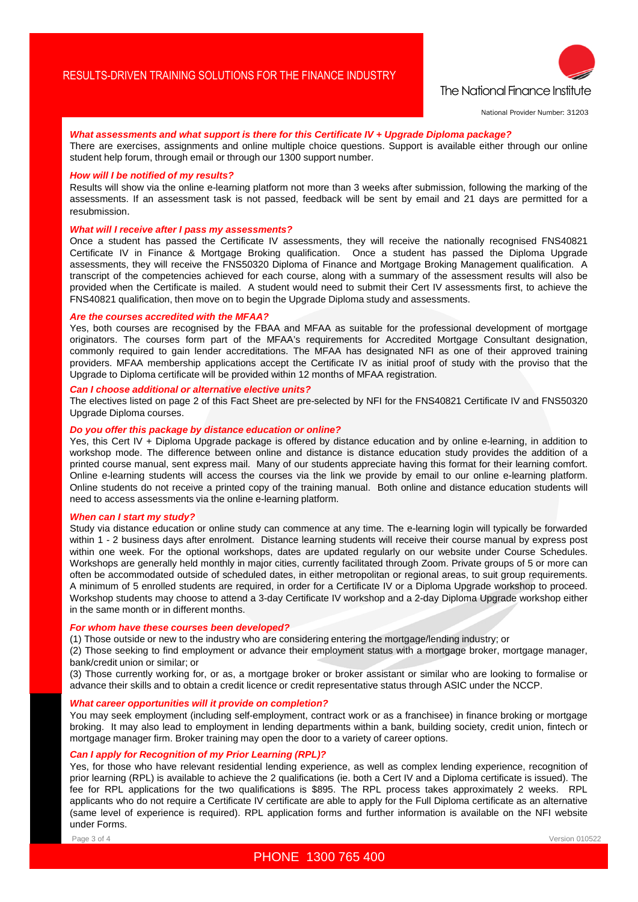#### *What assessments and what support is there for this Certificate IV + Upgrade Diploma package?*

There are exercises, assignments and online multiple choice questions. Support is available either through our online student help forum, through email or through our 1300 support number.

#### *How will I be notified of my results?*

Results will show via the online e-learning platform not more than 3 weeks after submission, following the marking of the assessments. If an assessment task is not passed, feedback will be sent by email and 21 days are permitted for a resubmission.

#### *What will I receive after I pass my assessments?*

Once a student has passed the Certificate IV assessments, they will receive the nationally recognised FNS40821 Certificate IV in Finance & Mortgage Broking qualification. Once a student has passed the Diploma Upgrade assessments, they will receive the FNS50320 Diploma of Finance and Mortgage Broking Management qualification. A transcript of the competencies achieved for each course, along with a summary of the assessment results will also be provided when the Certificate is mailed. A student would need to submit their Cert IV assessments first, to achieve the FNS40821 qualification, then move on to begin the Upgrade Diploma study and assessments.

#### *Are the courses accredited with the MFAA?*

Yes, both courses are recognised by the FBAA and MFAA as suitable for the professional development of mortgage originators. The courses form part of the MFAA's requirements for Accredited Mortgage Consultant designation, commonly required to gain lender accreditations. The MFAA has designated NFI as one of their approved training providers. MFAA membership applications accept the Certificate IV as initial proof of study with the proviso that the Upgrade to Diploma certificate will be provided within 12 months of MFAA registration.

#### *Can I choose additional or alternative elective units?*

The electives listed on page 2 of this Fact Sheet are pre-selected by NFI for the FNS40821 Certificate IV and FNS50320 Upgrade Diploma courses.

#### *Do you offer this package by distance education or online?*

Yes, this Cert IV + Diploma Upgrade package is offered by distance education and by online e-learning, in addition to workshop mode. The difference between online and distance is distance education study provides the addition of a printed course manual, sent express mail. Many of our students appreciate having this format for their learning comfort. Online e-learning students will access the courses via the link we provide by email to our online e-learning platform. Online students do not receive a printed copy of the training manual. Both online and distance education students will need to access assessments via the online e-learning platform.

#### *When can I start my study?*

Study via distance education or online study can commence at any time. The e-learning login will typically be forwarded within 1 - 2 business days after enrolment. Distance learning students will receive their course manual by express post within one week. For the optional workshops, dates are updated regularly on our website under Course Schedules. Workshops are generally held monthly in major cities, currently facilitated through Zoom. Private groups of 5 or more can often be accommodated outside of scheduled dates, in either metropolitan or regional areas, to suit group requirements. A minimum of 5 enrolled students are required, in order for a Certificate IV or a Diploma Upgrade workshop to proceed. Workshop students may choose to attend a 3-day Certificate IV workshop and a 2-day Diploma Upgrade workshop either in the same month or in different months.

#### *For whom have these courses been developed?*

(1) Those outside or new to the industry who are considering entering the mortgage/lending industry; or

(2) Those seeking to find employment or advance their employment status with a mortgage broker, mortgage manager, bank/credit union or similar; or

(3) Those currently working for, or as, a mortgage broker or broker assistant or similar who are looking to formalise or advance their skills and to obtain a credit licence or credit representative status through ASIC under the NCCP.

#### *What career opportunities will it provide on completion?*

You may seek employment (including self-employment, contract work or as a franchisee) in finance broking or mortgage broking. It may also lead to employment in lending departments within a bank, building society, credit union, fintech or mortgage manager firm. Broker training may open the door to a variety of career options.

#### *Can I apply for Recognition of my Prior Learning (RPL)?*

Yes, for those who have relevant residential lending experience, as well as complex lending experience, recognition of prior learning (RPL) is available to achieve the 2 qualifications (ie. both a Cert IV and a Diploma certificate is issued). The fee for RPL applications for the two qualifications is $895. The RPL process takes approximately 2 weeks. RPL applicants who do not require a Certificate IV certificate are able to apply for the Full Diploma certificate as an alternative (same level of experience is required). RPL application forms and further information is available on the NFI website under Forms.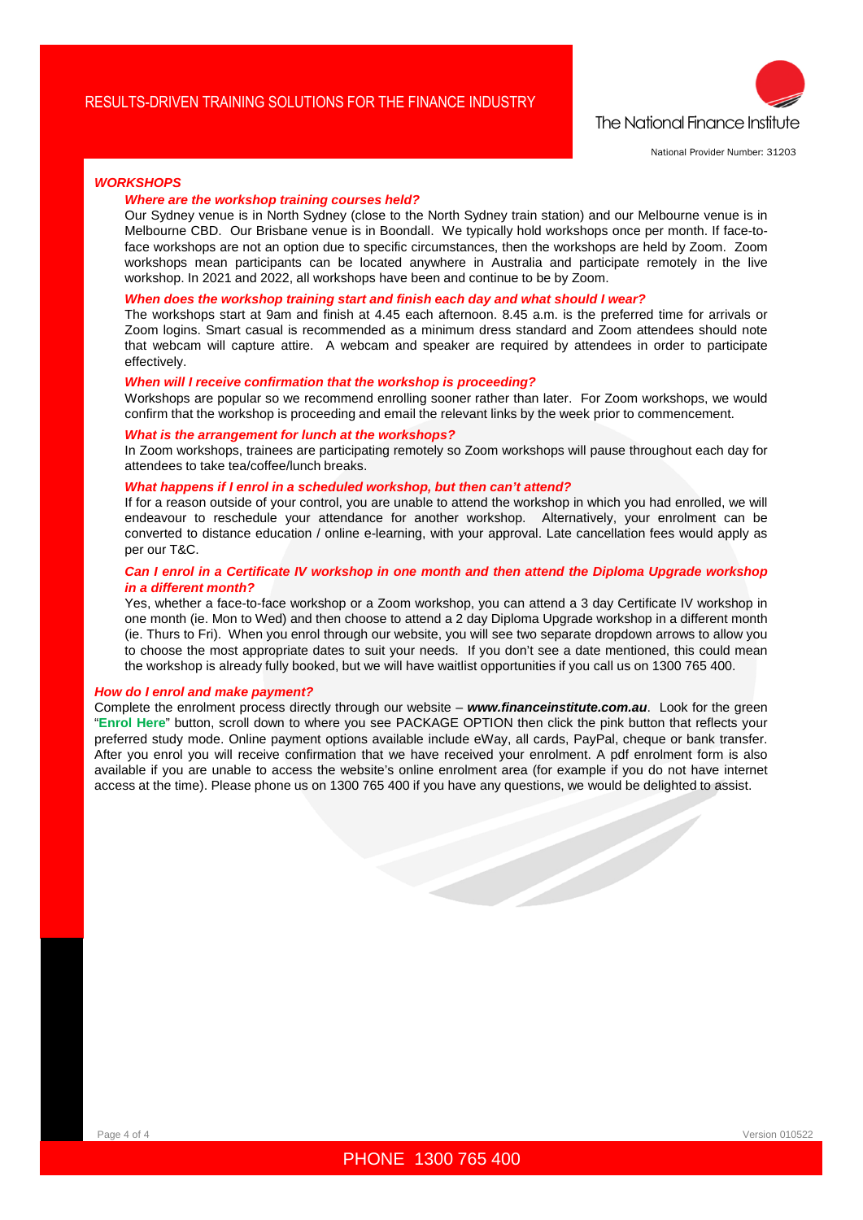## *WORKSHOPS*

### *Where are the workshop training courses held?*

Our Sydney venue is in North Sydney (close to the North Sydney train station) and our Melbourne venue is in Melbourne CBD. Our Brisbane venue is in Boondall. We typically hold workshops once per month. If face-to-face workshops are not an option due to specific circumstances, then the workshops are held by Zoom. Zoom workshops mean participants can be located anywhere in Australia and participate remotely in the live workshop. In 2021 and 2022, all workshops have been and continue to be by Zoom.

### *When does the workshop training start and finish each day and what should I wear?*

The workshops start at 9am and finish at 4.45 each afternoon. 8.45 a.m. is the preferred time for arrivals or Zoom logins. Smart casual is recommended as a minimum dress standard and Zoom attendees should note that webcam will capture attire. A webcam and speaker are required by attendees in order to participate effectively.

### *When will I receive confirmation that the workshop is proceeding?*

Workshops are popular so we recommend enrolling sooner rather than later. For Zoom workshops, we would confirm that the workshop is proceeding and email the relevant links by the week prior to commencement.

### *What is the arrangement for lunch at the workshops?*

In Zoom workshops, trainees are participating remotely so Zoom workshops will pause throughout each day for attendees to take tea/coffee/lunch breaks.

### *What happens if I enrol in a scheduled workshop, but then can't attend?*

If for a reason outside of your control, you are unable to attend the workshop in which you had enrolled, we will endeavour to reschedule your attendance for another workshop. Alternatively, your enrolment can be converted to distance education / online e-learning, with your approval. Late cancellation fees would apply as per our T&C.

### *Can I enrol in a Certificate IV workshop in one month and then attend the Diploma Upgrade workshop in a different month?*

Yes, whether a face-to-face workshop or a Zoom workshop, you can attend a 3 day Certificate IV workshop in one month (ie. Mon to Wed) and then choose to attend a 2 day Diploma Upgrade workshop in a different month (ie. Thurs to Fri). When you enrol through our website, you will see two separate dropdown arrows to allow you to choose the most appropriate dates to suit your needs. If you don't see a date mentioned, this could mean the workshop is already fully booked, but we will have waitlist opportunities if you call us on 1300 765 400.

## *How do I enrol and make payment?*

Complete the enrolment process directly through our website – ***www.financeinstitute.com.au***. Look for the green "**Enrol Here**" button, scroll down to where you see PACKAGE OPTION then click the pink button that reflects your preferred study mode. Online payment options available include eWay, all cards, PayPal, cheque or bank transfer. After you enrol you will receive confirmation that we have received your enrolment. A pdf enrolment form is also available if you are unable to access the website's online enrolment area (for example if you do not have internet access at the time). Please phone us on 1300 765 400 if you have any questions, we would be delighted to assist.